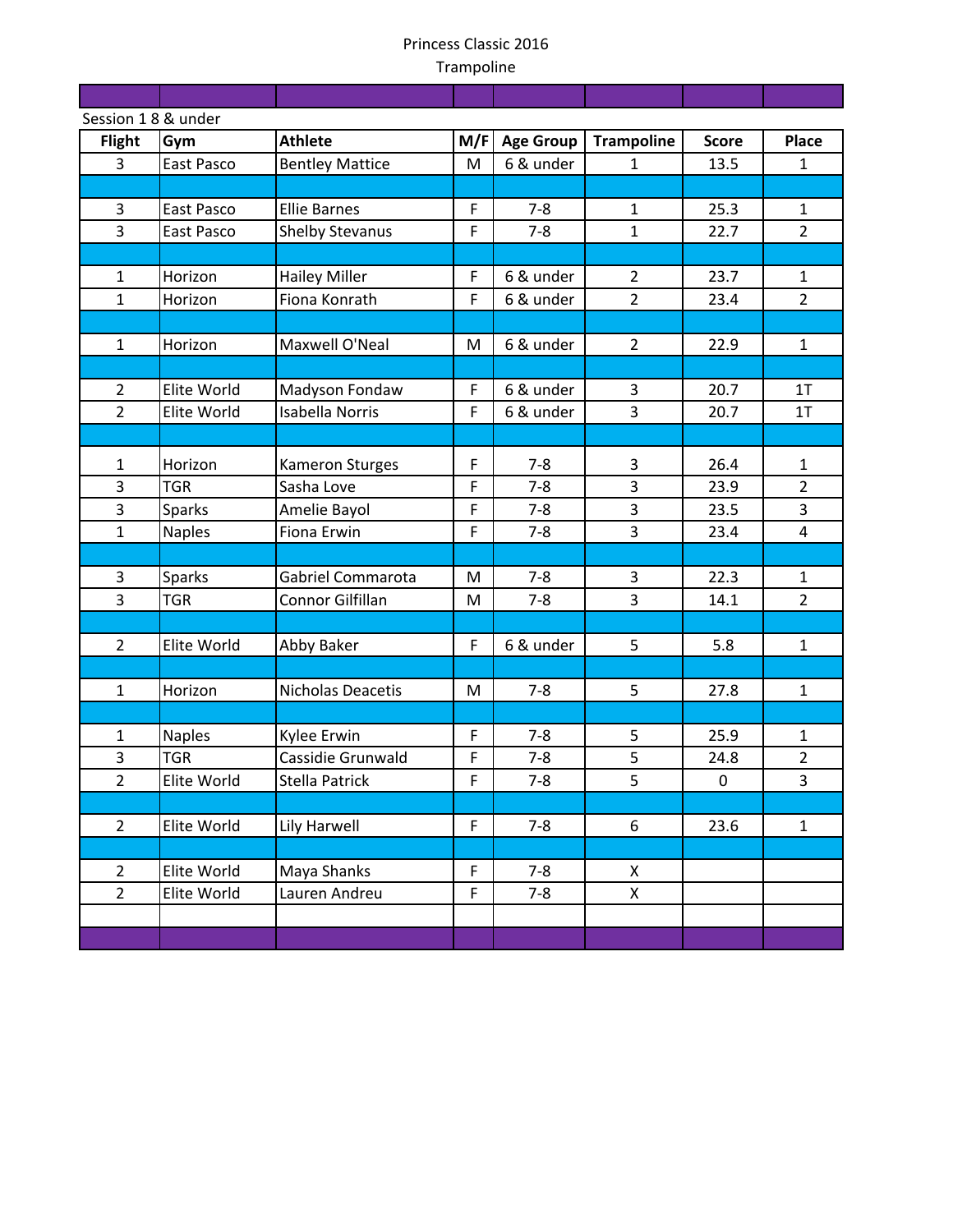Princess Classic 2016

Trampoline

Session 1 8 & under

| Flight | Gym | Athlete | M/F | Age Group | Trampoline | Score | Place |
|---|---|---|---|---|---|---|---|
| 3 | East Pasco | Bentley Mattice | M | 6 & under | 1 | 13.5 | 1 |
| | | | | | | | |
| 3 | East Pasco | Ellie Barnes | F | 7-8 | 1 | 25.3 | 1 |
| 3 | East Pasco | Shelby Stevanus | F | 7-8 | 1 | 22.7 | 2 |
| | | | | | | | |
| 1 | Horizon | Hailey Miller | F | 6 & under | 2 | 23.7 | 1 |
| 1 | Horizon | Fiona Konrath | F | 6 & under | 2 | 23.4 | 2 |
| | | | | | | | |
| 1 | Horizon | Maxwell O'Neal | M | 6 & under | 2 | 22.9 | 1 |
| | | | | | | | |
| 2 | Elite World | Madyson Fondaw | F | 6 & under | 3 | 20.7 | 1T |
| 2 | Elite World | Isabella Norris | F | 6 & under | 3 | 20.7 | 1T |
| | | | | | | | |
| 1 | Horizon | Kameron Sturges | F | 7-8 | 3 | 26.4 | 1 |
| 3 | TGR | Sasha Love | F | 7-8 | 3 | 23.9 | 2 |
| 3 | Sparks | Amelie Bayol | F | 7-8 | 3 | 23.5 | 3 |
| 1 | Naples | Fiona Erwin | F | 7-8 | 3 | 23.4 | 4 |
| | | | | | | | |
| 3 | Sparks | Gabriel Commarota | M | 7-8 | 3 | 22.3 | 1 |
| 3 | TGR | Connor Gilfillan | M | 7-8 | 3 | 14.1 | 2 |
| | | | | | | | |
| 2 | Elite World | Abby Baker | F | 6 & under | 5 | 5.8 | 1 |
| | | | | | | | |
| 1 | Horizon | Nicholas Deacetis | M | 7-8 | 5 | 27.8 | 1 |
| | | | | | | | |
| 1 | Naples | Kylee Erwin | F | 7-8 | 5 | 25.9 | 1 |
| 3 | TGR | Cassidie Grunwald | F | 7-8 | 5 | 24.8 | 2 |
| 2 | Elite World | Stella Patrick | F | 7-8 | 5 | 0 | 3 |
| | | | | | | | |
| 2 | Elite World | Lily Harwell | F | 7-8 | 6 | 23.6 | 1 |
| | | | | | | | |
| 2 | Elite World | Maya Shanks | F | 7-8 | X | | |
| 2 | Elite World | Lauren Andreu | F | 7-8 | X | | |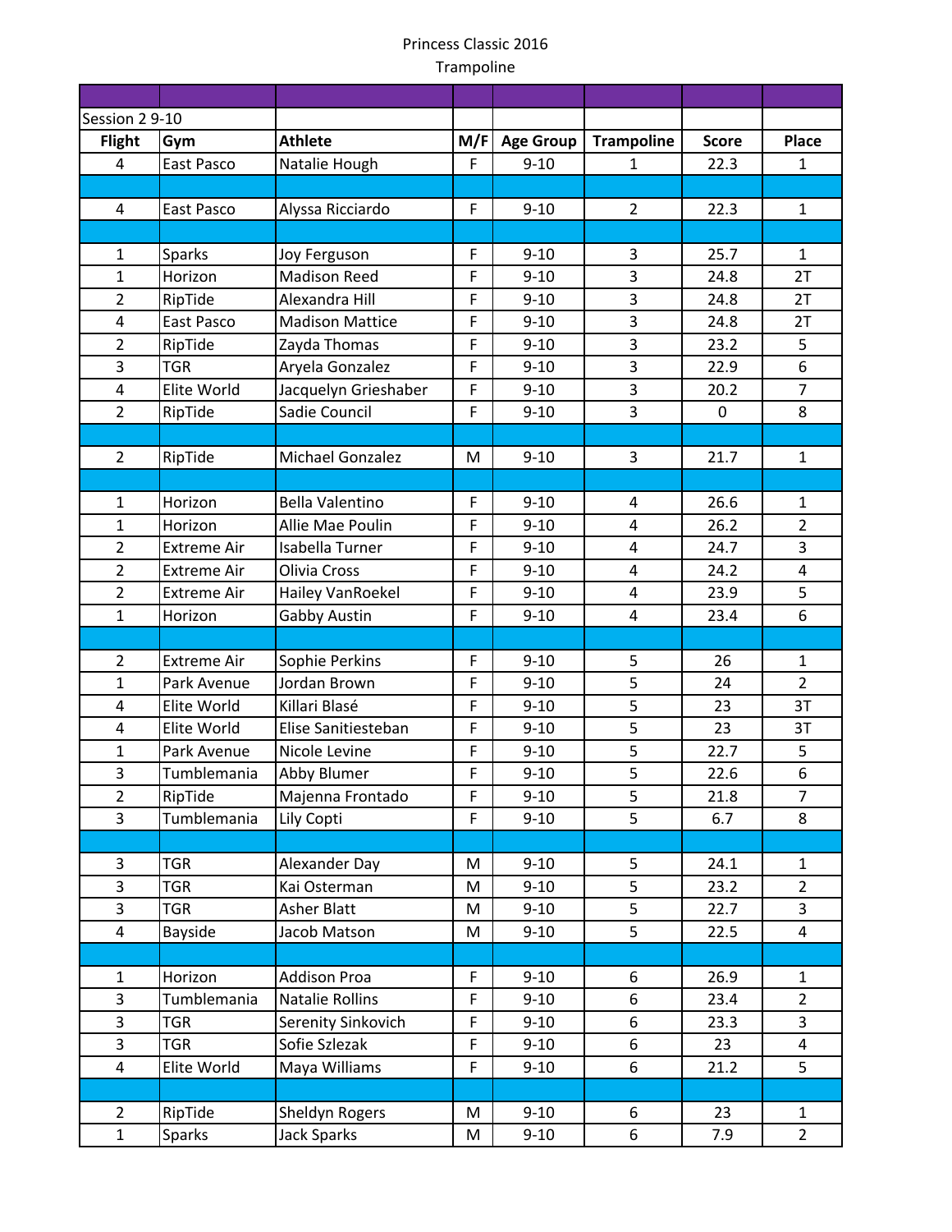Princess Classic 2016

Trampoline

| Flight | Gym | Athlete | M/F | Age Group | Trampoline | Score | Place |
|---|---|---|---|---|---|---|---|
| Session 2 9-10 | | | | | | | |
| 4 | East Pasco | Natalie Hough | F | 9-10 | 1 | 22.3 | 1 |
| | | | | | | | |
| 4 | East Pasco | Alyssa Ricciardo | F | 9-10 | 2 | 22.3 | 1 |
| | | | | | | | |
| 1 | Sparks | Joy Ferguson | F | 9-10 | 3 | 25.7 | 1 |
| 1 | Horizon | Madison Reed | F | 9-10 | 3 | 24.8 | 2T |
| 2 | RipTide | Alexandra Hill | F | 9-10 | 3 | 24.8 | 2T |
| 4 | East Pasco | Madison Mattice | F | 9-10 | 3 | 24.8 | 2T |
| 2 | RipTide | Zayda Thomas | F | 9-10 | 3 | 23.2 | 5 |
| 3 | TGR | Aryela Gonzalez | F | 9-10 | 3 | 22.9 | 6 |
| 4 | Elite World | Jacquelyn Grieshaber | F | 9-10 | 3 | 20.2 | 7 |
| 2 | RipTide | Sadie Council | F | 9-10 | 3 | 0 | 8 |
| | | | | | | | |
| 2 | RipTide | Michael Gonzalez | M | 9-10 | 3 | 21.7 | 1 |
| | | | | | | | |
| 1 | Horizon | Bella Valentino | F | 9-10 | 4 | 26.6 | 1 |
| 1 | Horizon | Allie Mae Poulin | F | 9-10 | 4 | 26.2 | 2 |
| 2 | Extreme Air | Isabella Turner | F | 9-10 | 4 | 24.7 | 3 |
| 2 | Extreme Air | Olivia Cross | F | 9-10 | 4 | 24.2 | 4 |
| 2 | Extreme Air | Hailey VanRoekel | F | 9-10 | 4 | 23.9 | 5 |
| 1 | Horizon | Gabby Austin | F | 9-10 | 4 | 23.4 | 6 |
| | | | | | | | |
| 2 | Extreme Air | Sophie Perkins | F | 9-10 | 5 | 26 | 1 |
| 1 | Park Avenue | Jordan Brown | F | 9-10 | 5 | 24 | 2 |
| 4 | Elite World | Killari Blasé | F | 9-10 | 5 | 23 | 3T |
| 4 | Elite World | Elise Sanitiesteban | F | 9-10 | 5 | 23 | 3T |
| 1 | Park Avenue | Nicole Levine | F | 9-10 | 5 | 22.7 | 5 |
| 3 | Tumblemania | Abby Blumer | F | 9-10 | 5 | 22.6 | 6 |
| 2 | RipTide | Majenna Frontado | F | 9-10 | 5 | 21.8 | 7 |
| 3 | Tumblemania | Lily Copti | F | 9-10 | 5 | 6.7 | 8 |
| | | | | | | | |
| 3 | TGR | Alexander Day | M | 9-10 | 5 | 24.1 | 1 |
| 3 | TGR | Kai Osterman | M | 9-10 | 5 | 23.2 | 2 |
| 3 | TGR | Asher Blatt | M | 9-10 | 5 | 22.7 | 3 |
| 4 | Bayside | Jacob Matson | M | 9-10 | 5 | 22.5 | 4 |
| | | | | | | | |
| 1 | Horizon | Addison Proa | F | 9-10 | 6 | 26.9 | 1 |
| 3 | Tumblemania | Natalie Rollins | F | 9-10 | 6 | 23.4 | 2 |
| 3 | TGR | Serenity Sinkovich | F | 9-10 | 6 | 23.3 | 3 |
| 3 | TGR | Sofie Szlezak | F | 9-10 | 6 | 23 | 4 |
| 4 | Elite World | Maya Williams | F | 9-10 | 6 | 21.2 | 5 |
| | | | | | | | |
| 2 | RipTide | Sheldyn Rogers | M | 9-10 | 6 | 23 | 1 |
| 1 | Sparks | Jack Sparks | M | 9-10 | 6 | 7.9 | 2 |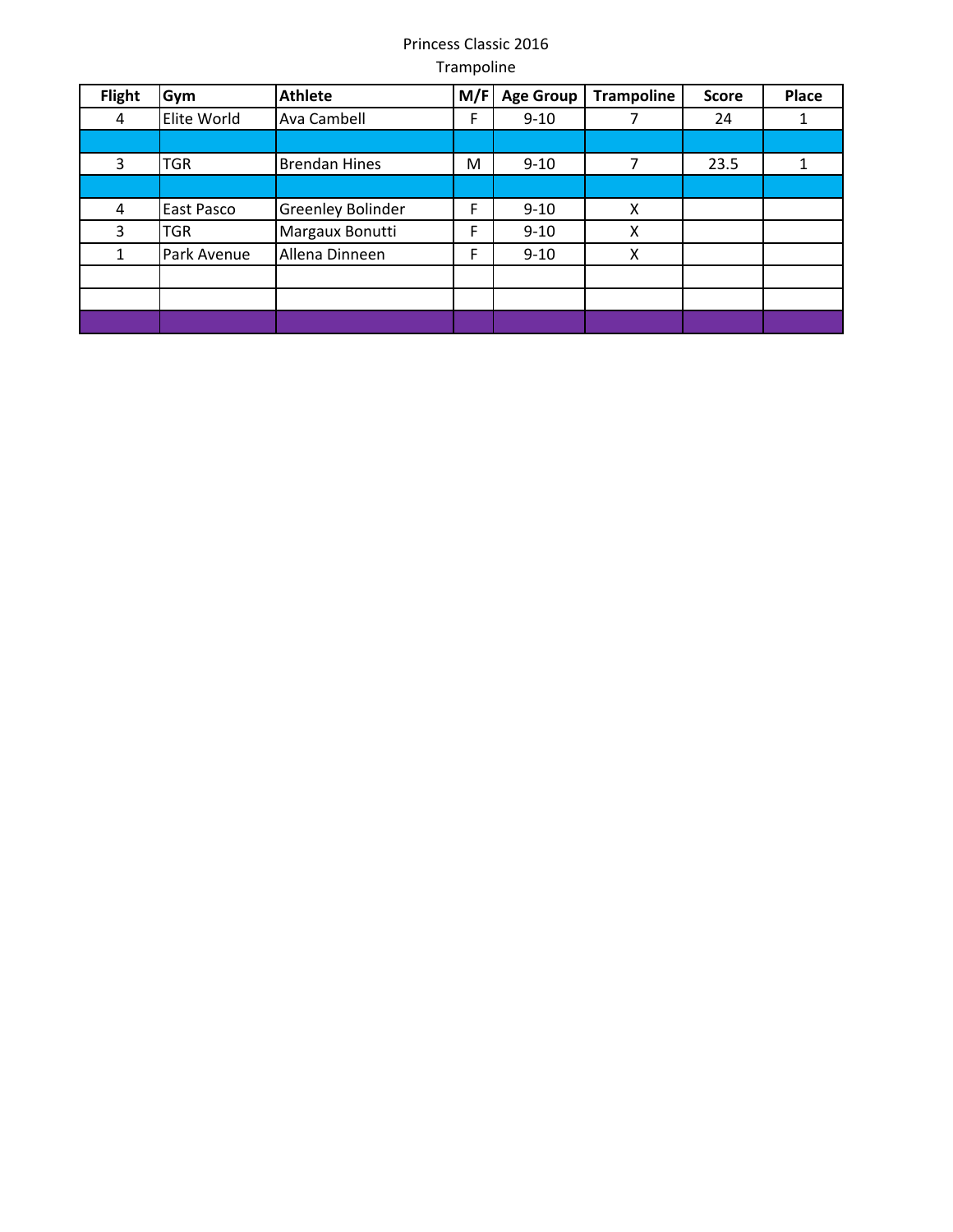Princess Classic 2016

Trampoline

| Flight | Gym | Athlete | M/F | Age Group | Trampoline | Score | Place |
|---|---|---|---|---|---|---|---|
| 4 | Elite World | Ava Cambell | F | 9-10 | 7 | 24 | 1 |
| | | | | | | | |
| 3 | TGR | Brendan Hines | M | 9-10 | 7 | 23.5 | 1 |
| | | | | | | | |
| 4 | East Pasco | Greenley Bolinder | F | 9-10 | X | | |
| 3 | TGR | Margaux Bonutti | F | 9-10 | X | | |
| 1 | Park Avenue | Allena Dinneen | F | 9-10 | X | | |
| | | | | | | | |
| | | | | | | | |
| | | | | | | | |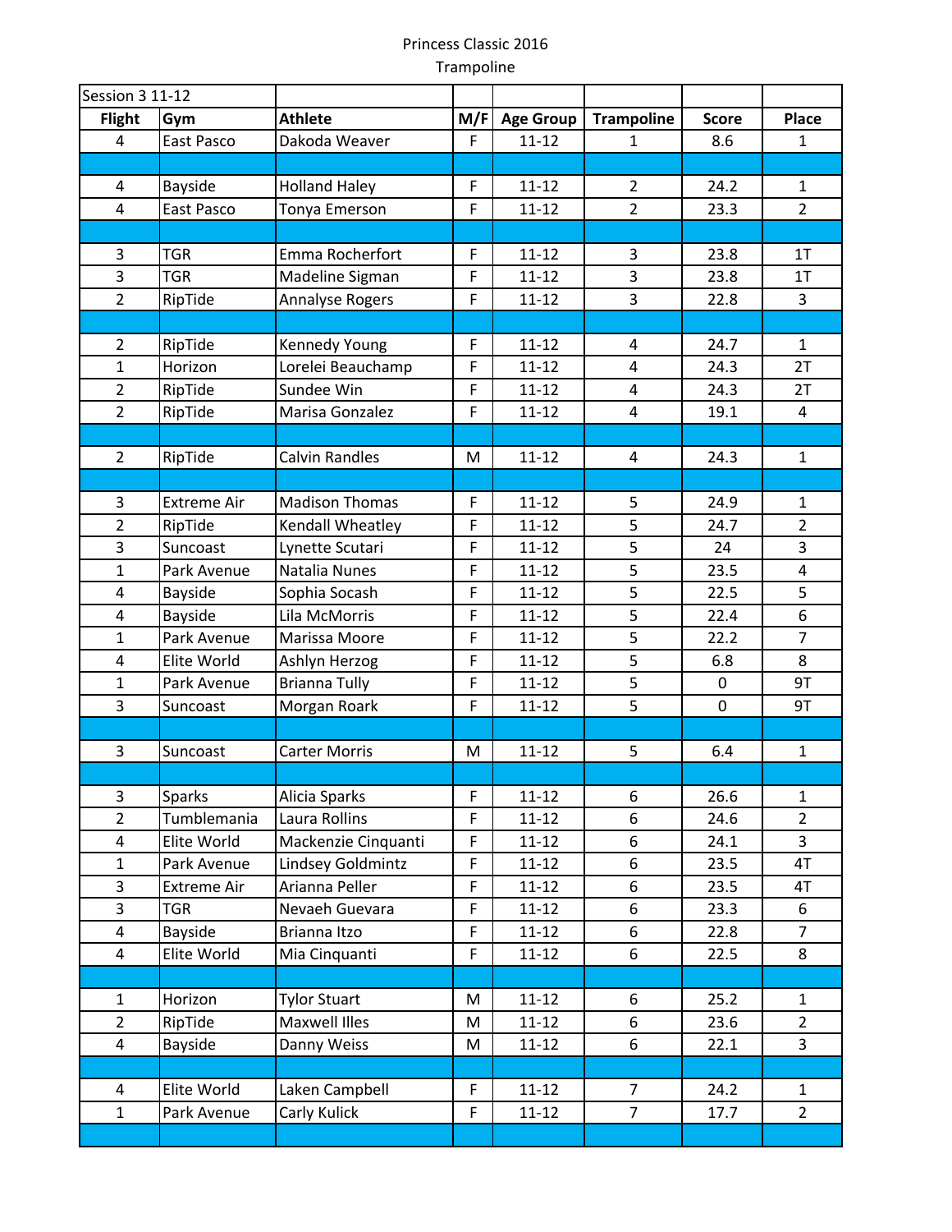Princess Classic 2016

Trampoline

| Session 3 11-12 | | | | | | | |
|---|---|---|---|---|---|---|---|
| Flight | Gym | Athlete | M/F | Age Group | Trampoline | Score | Place |
| 4 | East Pasco | Dakoda Weaver | F | 11-12 | 1 | 8.6 | 1 |
| | | | | | | | |
| 4 | Bayside | Holland Haley | F | 11-12 | 2 | 24.2 | 1 |
| 4 | East Pasco | Tonya Emerson | F | 11-12 | 2 | 23.3 | 2 |
| | | | | | | | |
| 3 | TGR | Emma Rocherfort | F | 11-12 | 3 | 23.8 | 1T |
| 3 | TGR | Madeline Sigman | F | 11-12 | 3 | 23.8 | 1T |
| 2 | RipTide | Annalyse Rogers | F | 11-12 | 3 | 22.8 | 3 |
| | | | | | | | |
| 2 | RipTide | Kennedy Young | F | 11-12 | 4 | 24.7 | 1 |
| 1 | Horizon | Lorelei Beauchamp | F | 11-12 | 4 | 24.3 | 2T |
| 2 | RipTide | Sundee Win | F | 11-12 | 4 | 24.3 | 2T |
| 2 | RipTide | Marisa Gonzalez | F | 11-12 | 4 | 19.1 | 4 |
| | | | | | | | |
| 2 | RipTide | Calvin Randles | M | 11-12 | 4 | 24.3 | 1 |
| | | | | | | | |
| 3 | Extreme Air | Madison Thomas | F | 11-12 | 5 | 24.9 | 1 |
| 2 | RipTide | Kendall Wheatley | F | 11-12 | 5 | 24.7 | 2 |
| 3 | Suncoast | Lynette Scutari | F | 11-12 | 5 | 24 | 3 |
| 1 | Park Avenue | Natalia Nunes | F | 11-12 | 5 | 23.5 | 4 |
| 4 | Bayside | Sophia Socash | F | 11-12 | 5 | 22.5 | 5 |
| 4 | Bayside | Lila McMorris | F | 11-12 | 5 | 22.4 | 6 |
| 1 | Park Avenue | Marissa Moore | F | 11-12 | 5 | 22.2 | 7 |
| 4 | Elite World | Ashlyn Herzog | F | 11-12 | 5 | 6.8 | 8 |
| 1 | Park Avenue | Brianna Tully | F | 11-12 | 5 | 0 | 9T |
| 3 | Suncoast | Morgan Roark | F | 11-12 | 5 | 0 | 9T |
| | | | | | | | |
| 3 | Suncoast | Carter Morris | M | 11-12 | 5 | 6.4 | 1 |
| | | | | | | | |
| 3 | Sparks | Alicia Sparks | F | 11-12 | 6 | 26.6 | 1 |
| 2 | Tumblemania | Laura Rollins | F | 11-12 | 6 | 24.6 | 2 |
| 4 | Elite World | Mackenzie Cinquanti | F | 11-12 | 6 | 24.1 | 3 |
| 1 | Park Avenue | Lindsey Goldmintz | F | 11-12 | 6 | 23.5 | 4T |
| 3 | Extreme Air | Arianna Peller | F | 11-12 | 6 | 23.5 | 4T |
| 3 | TGR | Nevaeh Guevara | F | 11-12 | 6 | 23.3 | 6 |
| 4 | Bayside | Brianna Itzo | F | 11-12 | 6 | 22.8 | 7 |
| 4 | Elite World | Mia Cinquanti | F | 11-12 | 6 | 22.5 | 8 |
| | | | | | | | |
| 1 | Horizon | Tylor Stuart | M | 11-12 | 6 | 25.2 | 1 |
| 2 | RipTide | Maxwell Illes | M | 11-12 | 6 | 23.6 | 2 |
| 4 | Bayside | Danny Weiss | M | 11-12 | 6 | 22.1 | 3 |
| | | | | | | | |
| 4 | Elite World | Laken Campbell | F | 11-12 | 7 | 24.2 | 1 |
| 1 | Park Avenue | Carly Kulick | F | 11-12 | 7 | 17.7 | 2 |
| | | | | | | | |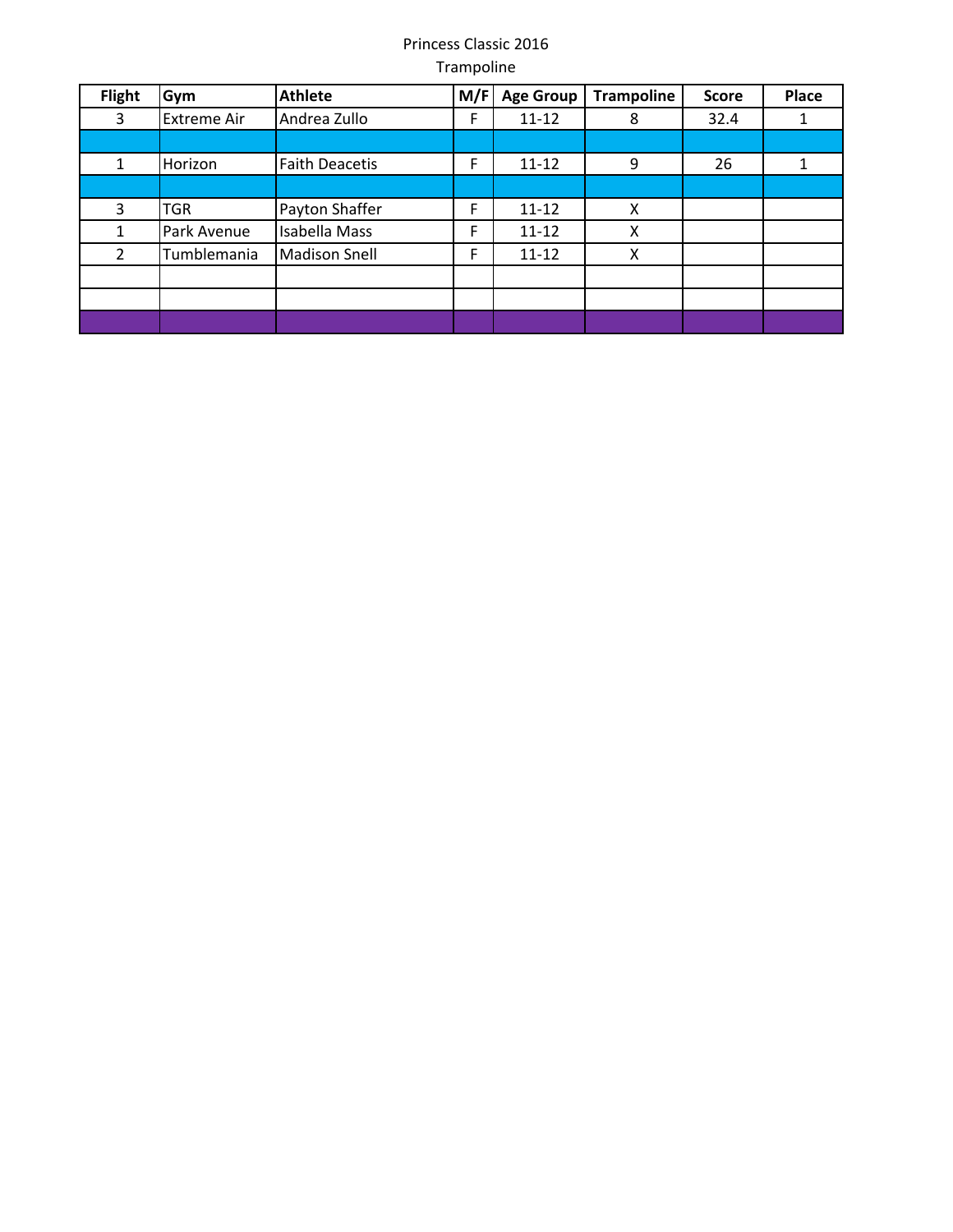Princess Classic 2016

Trampoline

| Flight | Gym | Athlete | M/F | Age Group | Trampoline | Score | Place |
|---|---|---|---|---|---|---|---|
| 3 | Extreme Air | Andrea Zullo | F | 11-12 | 8 | 32.4 | 1 |
| | | | | | | | |
| 1 | Horizon | Faith Deacetis | F | 11-12 | 9 | 26 | 1 |
| | | | | | | | |
| 3 | TGR | Payton Shaffer | F | 11-12 | X | | |
| 1 | Park Avenue | Isabella Mass | F | 11-12 | X | | |
| 2 | Tumblemania | Madison Snell | F | 11-12 | X | | |
| | | | | | | | |
| | | | | | | | |
| | | | | | | | |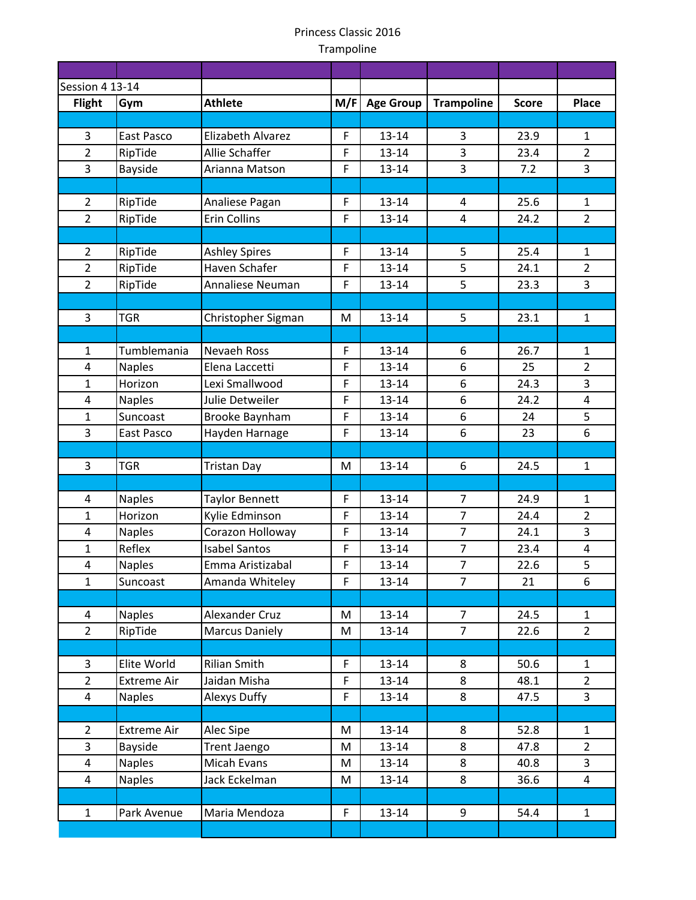Princess Classic 2016

Trampoline

| Session 4 13-14 | | | | | | | |
|---|---|---|---|---|---|---|---|
| **Flight** | **Gym** | **Athlete** | **M/F** | **Age Group** | **Trampoline** | **Score** | **Place** |
| | | | | | | | |
| 3 | East Pasco | Elizabeth Alvarez | F | 13-14 | 3 | 23.9 | 1 |
| 2 | RipTide | Allie Schaffer | F | 13-14 | 3 | 23.4 | 2 |
| 3 | Bayside | Arianna Matson | F | 13-14 | 3 | 7.2 | 3 |
| | | | | | | | |
| 2 | RipTide | Analiese Pagan | F | 13-14 | 4 | 25.6 | 1 |
| 2 | RipTide | Erin Collins | F | 13-14 | 4 | 24.2 | 2 |
| | | | | | | | |
| 2 | RipTide | Ashley Spires | F | 13-14 | 5 | 25.4 | 1 |
| 2 | RipTide | Haven Schafer | F | 13-14 | 5 | 24.1 | 2 |
| 2 | RipTide | Annaliese Neuman | F | 13-14 | 5 | 23.3 | 3 |
| | | | | | | | |
| 3 | TGR | Christopher Sigman | M | 13-14 | 5 | 23.1 | 1 |
| | | | | | | | |
| 1 | Tumblemania | Nevaeh Ross | F | 13-14 | 6 | 26.7 | 1 |
| 4 | Naples | Elena Laccetti | F | 13-14 | 6 | 25 | 2 |
| 1 | Horizon | Lexi Smallwood | F | 13-14 | 6 | 24.3 | 3 |
| 4 | Naples | Julie Detweiler | F | 13-14 | 6 | 24.2 | 4 |
| 1 | Suncoast | Brooke Baynham | F | 13-14 | 6 | 24 | 5 |
| 3 | East Pasco | Hayden Harnage | F | 13-14 | 6 | 23 | 6 |
| | | | | | | | |
| 3 | TGR | Tristan Day | M | 13-14 | 6 | 24.5 | 1 |
| | | | | | | | |
| 4 | Naples | Taylor Bennett | F | 13-14 | 7 | 24.9 | 1 |
| 1 | Horizon | Kylie Edminson | F | 13-14 | 7 | 24.4 | 2 |
| 4 | Naples | Corazon Holloway | F | 13-14 | 7 | 24.1 | 3 |
| 1 | Reflex | Isabel Santos | F | 13-14 | 7 | 23.4 | 4 |
| 4 | Naples | Emma Aristizabal | F | 13-14 | 7 | 22.6 | 5 |
| 1 | Suncoast | Amanda Whiteley | F | 13-14 | 7 | 21 | 6 |
| | | | | | | | |
| 4 | Naples | Alexander Cruz | M | 13-14 | 7 | 24.5 | 1 |
| 2 | RipTide | Marcus Daniely | M | 13-14 | 7 | 22.6 | 2 |
| | | | | | | | |
| 3 | Elite World | Rilian Smith | F | 13-14 | 8 | 50.6 | 1 |
| 2 | Extreme Air | Jaidan Misha | F | 13-14 | 8 | 48.1 | 2 |
| 4 | Naples | Alexys Duffy | F | 13-14 | 8 | 47.5 | 3 |
| | | | | | | | |
| 2 | Extreme Air | Alec Sipe | M | 13-14 | 8 | 52.8 | 1 |
| 3 | Bayside | Trent Jaengo | M | 13-14 | 8 | 47.8 | 2 |
| 4 | Naples | Micah Evans | M | 13-14 | 8 | 40.8 | 3 |
| 4 | Naples | Jack Eckelman | M | 13-14 | 8 | 36.6 | 4 |
| | | | | | | | |
| 1 | Park Avenue | Maria Mendoza | F | 13-14 | 9 | 54.4 | 1 |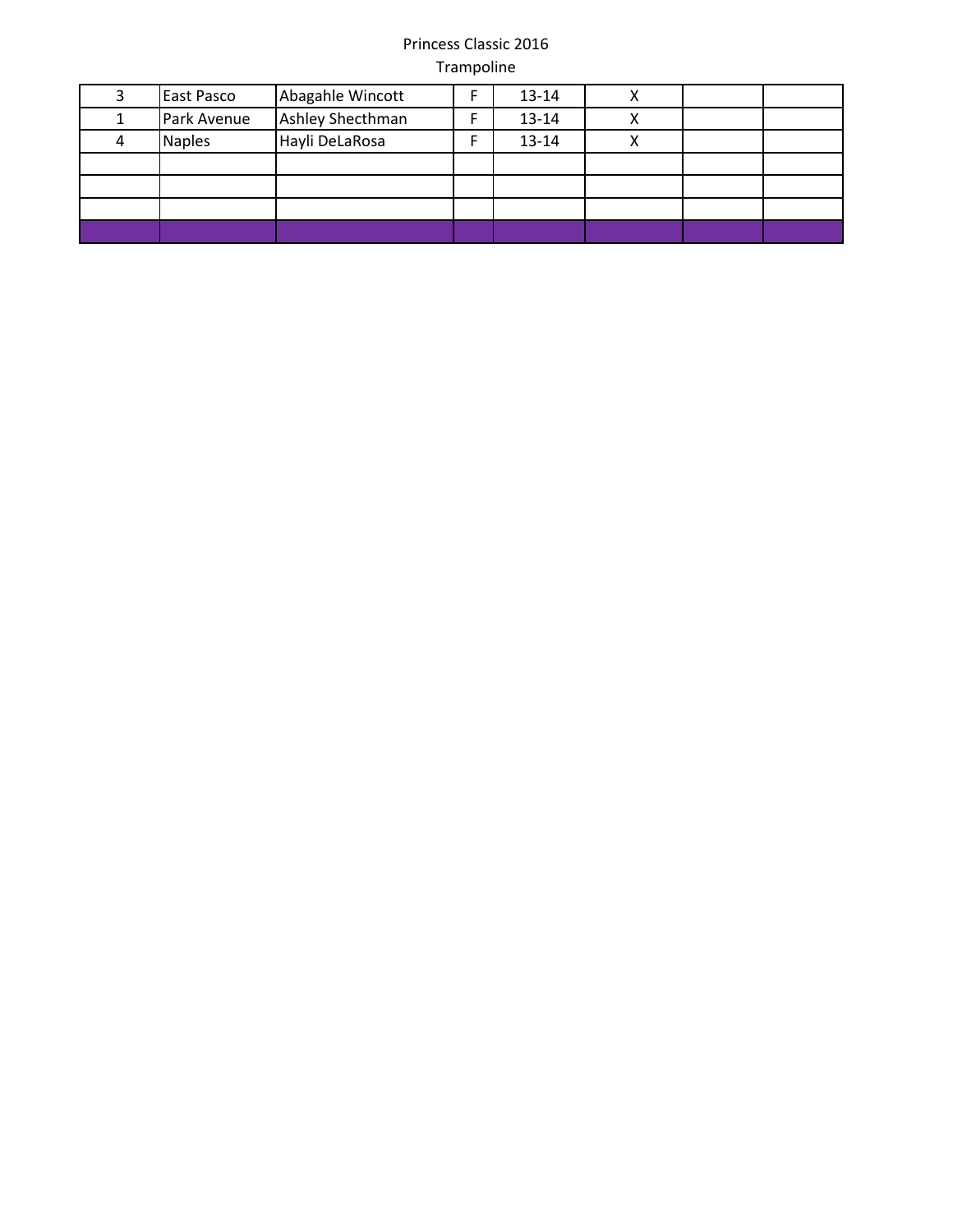Princess Classic 2016

Trampoline

| | | | | | | | |
|---|---|---|---|---|---|---|---|
| 3 | East Pasco | Abagahle Wincott | F | 13-14 | X | | |
| 1 | Park Avenue | Ashley Shecthman | F | 13-14 | X | | |
| 4 | Naples | Hayli DeLaRosa | F | 13-14 | X | | |
| | | | | | | | |
| | | | | | | | |
| | | | | | | | |
| | | | | | | | |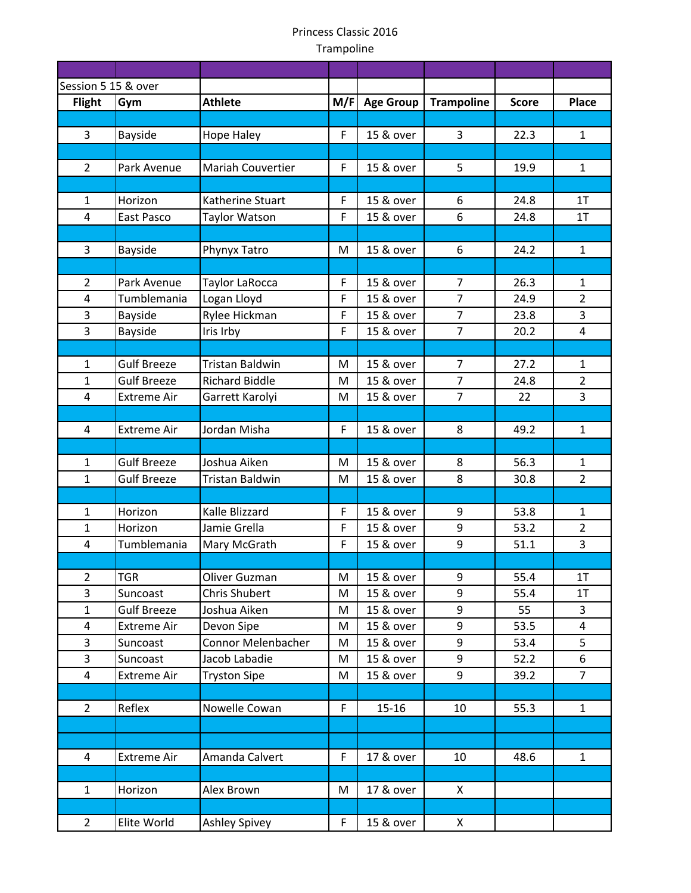Princess Classic 2016

Trampoline

| | | | | | | | |
|---|---|---|---|---|---|---|---|
| Session 5 15 & over | | | | | | | |
| **Flight** | **Gym** | **Athlete** | **M/F** | **Age Group** | **Trampoline** | **Score** | **Place** |
| | | | | | | | |
| 3 | Bayside | Hope Haley | F | 15 & over | 3 | 22.3 | 1 |
| | | | | | | | |
| 2 | Park Avenue | Mariah Couvertier | F | 15 & over | 5 | 19.9 | 1 |
| | | | | | | | |
| 1 | Horizon | Katherine Stuart | F | 15 & over | 6 | 24.8 | 1T |
| 4 | East Pasco | Taylor Watson | F | 15 & over | 6 | 24.8 | 1T |
| | | | | | | | |
| 3 | Bayside | Phynyx Tatro | M | 15 & over | 6 | 24.2 | 1 |
| | | | | | | | |
| 2 | Park Avenue | Taylor LaRocca | F | 15 & over | 7 | 26.3 | 1 |
| 4 | Tumblemania | Logan Lloyd | F | 15 & over | 7 | 24.9 | 2 |
| 3 | Bayside | Rylee Hickman | F | 15 & over | 7 | 23.8 | 3 |
| 3 | Bayside | Iris Irby | F | 15 & over | 7 | 20.2 | 4 |
| | | | | | | | |
| 1 | Gulf Breeze | Tristan Baldwin | M | 15 & over | 7 | 27.2 | 1 |
| 1 | Gulf Breeze | Richard Biddle | M | 15 & over | 7 | 24.8 | 2 |
| 4 | Extreme Air | Garrett Karolyi | M | 15 & over | 7 | 22 | 3 |
| | | | | | | | |
| 4 | Extreme Air | Jordan Misha | F | 15 & over | 8 | 49.2 | 1 |
| | | | | | | | |
| 1 | Gulf Breeze | Joshua Aiken | M | 15 & over | 8 | 56.3 | 1 |
| 1 | Gulf Breeze | Tristan Baldwin | M | 15 & over | 8 | 30.8 | 2 |
| | | | | | | | |
| 1 | Horizon | Kalle Blizzard | F | 15 & over | 9 | 53.8 | 1 |
| 1 | Horizon | Jamie Grella | F | 15 & over | 9 | 53.2 | 2 |
| 4 | Tumblemania | Mary McGrath | F | 15 & over | 9 | 51.1 | 3 |
| | | | | | | | |
| 2 | TGR | Oliver Guzman | M | 15 & over | 9 | 55.4 | 1T |
| 3 | Suncoast | Chris Shubert | M | 15 & over | 9 | 55.4 | 1T |
| 1 | Gulf Breeze | Joshua Aiken | M | 15 & over | 9 | 55 | 3 |
| 4 | Extreme Air | Devon Sipe | M | 15 & over | 9 | 53.5 | 4 |
| 3 | Suncoast | Connor Melenbacher | M | 15 & over | 9 | 53.4 | 5 |
| 3 | Suncoast | Jacob Labadie | M | 15 & over | 9 | 52.2 | 6 |
| 4 | Extreme Air | Tryston Sipe | M | 15 & over | 9 | 39.2 | 7 |
| | | | | | | | |
| 2 | Reflex | Nowelle Cowan | F | 15-16 | 10 | 55.3 | 1 |
| | | | | | | | |
| | | | | | | | |
| 4 | Extreme Air | Amanda Calvert | F | 17 & over | 10 | 48.6 | 1 |
| | | | | | | | |
| 1 | Horizon | Alex Brown | M | 17 & over | X | | |
| | | | | | | | |
| 2 | Elite World | Ashley Spivey | F | 15 & over | X | | |